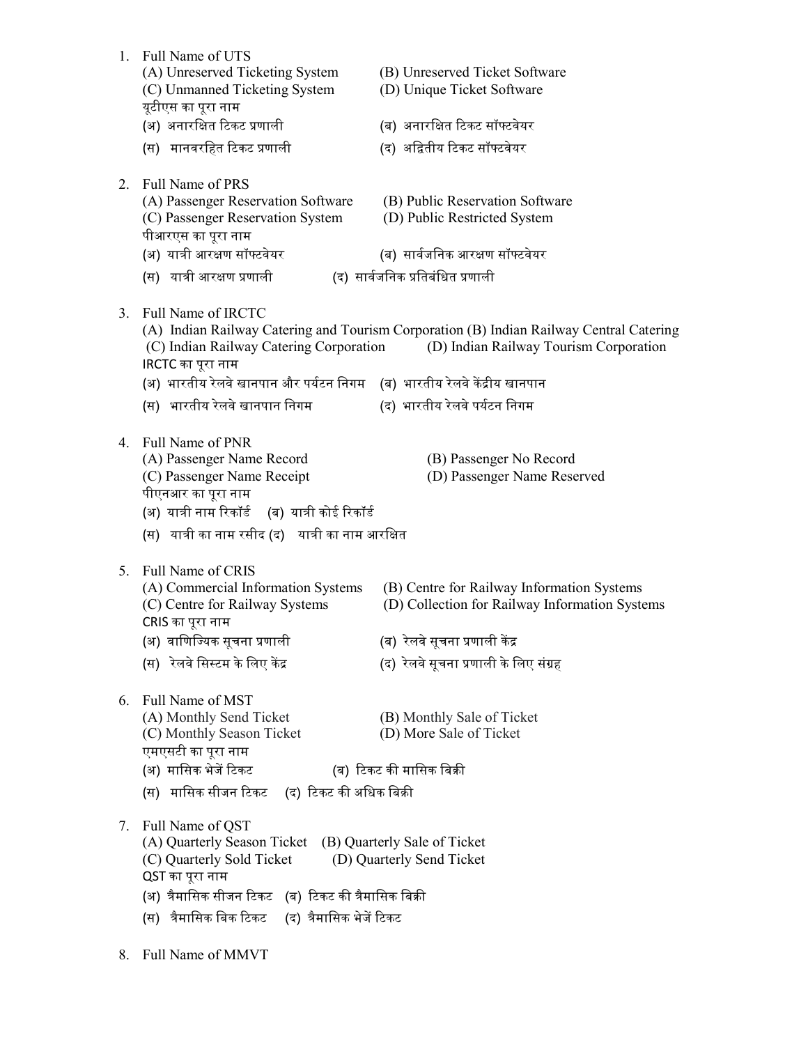1. Full Name of UTS
   (A) Unreserved Ticketing System (B) Unreserved Ticket Software
   (C) Unmanned Ticketing System (D) Unique Ticket Software
   यूटीएस का पूरा नाम
   (अ) अनारक्षित टिकट प्रणाली (ब) अनारक्षित टिकट सॉफ्टवेयर
   (स) मानवरहित टिकट प्रणाली (द) अद्वितीय टिकट सॉफ्टवेयर

2. Full Name of PRS
   (A) Passenger Reservation Software (B) Public Reservation Software
   (C) Passenger Reservation System (D) Public Restricted System
   पीआरएस का पूरा नाम
   (अ) यात्री आरक्षण सॉफ्टवेयर (ब) सार्वजनिक आरक्षण सॉफ्टवेयर
   (स) यात्री आरक्षण प्रणाली (द) सार्वजनिक प्रतिबंधित प्रणाली

3. Full Name of IRCTC
   (A) Indian Railway Catering and Tourism Corporation (B) Indian Railway Central Catering
   (C) Indian Railway Catering Corporation (D) Indian Railway Tourism Corporation
   IRCTC का पूरा नाम
   (अ) भारतीय रेलवे खानपान और पर्यटन निगम (ब) भारतीय रेलवे केंद्रीय खानपान
   (स) भारतीय रेलवे खानपान निगम (द) भारतीय रेलवे पर्यटन निगम

4. Full Name of PNR
   (A) Passenger Name Record (B) Passenger No Record
   (C) Passenger Name Receipt (D) Passenger Name Reserved
   पीएनआर का पूरा नाम
   (अ) यात्री नाम रिकॉर्ड (ब) यात्री कोई रिकॉर्ड
   (स) यात्री का नाम रसीद (द) यात्री का नाम आरक्षित

5. Full Name of CRIS
   (A) Commercial Information Systems (B) Centre for Railway Information Systems
   (C) Centre for Railway Systems (D) Collection for Railway Information Systems
   CRIS का पूरा नाम
   (अ) वाणिज्यिक सूचना प्रणाली (ब) रेलवे सूचना प्रणाली केंद्र
   (स) रेलवे सिस्टम के लिए केंद्र (द) रेलवे सूचना प्रणाली के लिए संग्रह

6. Full Name of MST
   (A) Monthly Send Ticket (B) Monthly Sale of Ticket
   (C) Monthly Season Ticket (D) More Sale of Ticket
   एमएसटी का पूरा नाम
   (अ) मासिक भेजें टिकट (ब) टिकट की मासिक बिक्री
   (स) मासिक सीजन टिकट (द) टिकट की अधिक बिक्री

7. Full Name of QST
   (A) Quarterly Season Ticket (B) Quarterly Sale of Ticket
   (C) Quarterly Sold Ticket (D) Quarterly Send Ticket
   QST का पूरा नाम
   (अ) त्रैमासिक सीजन टिकट (ब) टिकट की त्रैमासिक बिक्री
   (स) त्रैमासिक बिक टिकट (द) त्रैमासिक भेजें टिकट

8. Full Name of MMVT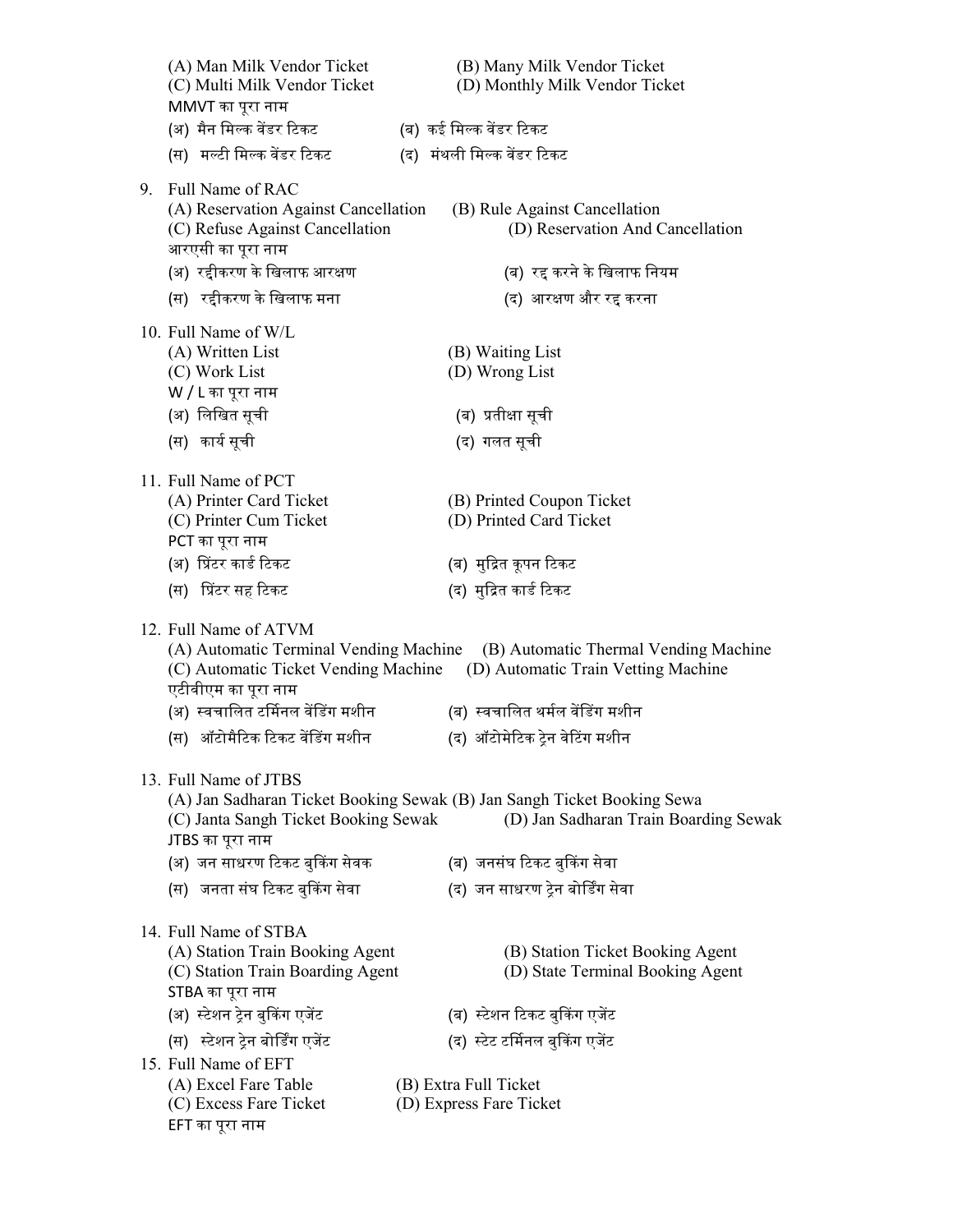(A) Man Milk Vendor Ticket (B) Many Milk Vendor Ticket
(C) Multi Milk Vendor Ticket (D) Monthly Milk Vendor Ticket

MMVT का पूरा नाम

(अ) मैन मिल्क वेंडर टिकट (ब) कई मिल्क वेंडर टिकट

(स) मल्टी मिल्क वेंडर टिकट (द) मंथली मिल्क वेंडर टिकट

9. Full Name of RAC
   (A) Reservation Against Cancellation (B) Rule Against Cancellation
   (C) Refuse Against Cancellation (D) Reservation And Cancellation

   आरएसी का पूरा नाम

   (अ) रद्दीकरण के खिलाफ आरक्षण (ब) रद्द करने के खिलाफ नियम

   (स) रद्दीकरण के खिलाफ मना (द) आरक्षण और रद्द करना

10. Full Name of W/L
    (A) Written List (B) Waiting List
    (C) Work List (D) Wrong List

    W / L का पूरा नाम

    (अ) लिखित सूची (ब) प्रतीक्षा सूची

    (स) कार्य सूची (द) गलत सूची

11. Full Name of PCT
    (A) Printer Card Ticket (B) Printed Coupon Ticket
    (C) Printer Cum Ticket (D) Printed Card Ticket

    PCT का पूरा नाम

    (अ) प्रिंटर कार्ड टिकट (ब) मुद्रित कूपन टिकट

    (स) प्रिंटर सह टिकट (द) मुद्रित कार्ड टिकट

12. Full Name of ATVM
    (A) Automatic Terminal Vending Machine (B) Automatic Thermal Vending Machine
    (C) Automatic Ticket Vending Machine (D) Automatic Train Vetting Machine

    एटीवीएम का पूरा नाम

    (अ) स्वचालित टर्मिनल वेंडिंग मशीन (ब) स्वचालित थर्मल वेंडिंग मशीन

    (स) ऑटोमैटिक टिकट वेंडिंग मशीन (द) ऑटोमेटिक ट्रेन वेटिंग मशीन

13. Full Name of JTBS
    (A) Jan Sadharan Ticket Booking Sewak (B) Jan Sangh Ticket Booking Sewa
    (C) Janta Sangh Ticket Booking Sewak (D) Jan Sadharan Train Boarding Sewak

    JTBS का पूरा नाम

    (अ) जन साधरण टिकट बुकिंग सेवक (ब) जनसंघ टिकट बुकिंग सेवा

    (स) जनता संघ टिकट बुकिंग सेवा (द) जन साधरण ट्रेन बोर्डिंग सेवा

14. Full Name of STBA
    (A) Station Train Booking Agent (B) Station Ticket Booking Agent
    (C) Station Train Boarding Agent (D) State Terminal Booking Agent

    STBA का पूरा नाम

    (अ) स्टेशन ट्रेन बुकिंग एजेंट (ब) स्टेशन टिकट बुकिंग एजेंट

    (स) स्टेशन ट्रेन बोर्डिंग एजेंट (द) स्टेट टर्मिनल बुकिंग एजेंट

15. Full Name of EFT
    (A) Excel Fare Table (B) Extra Full Ticket
    (C) Excess Fare Ticket (D) Express Fare Ticket

    EFT का पूरा नाम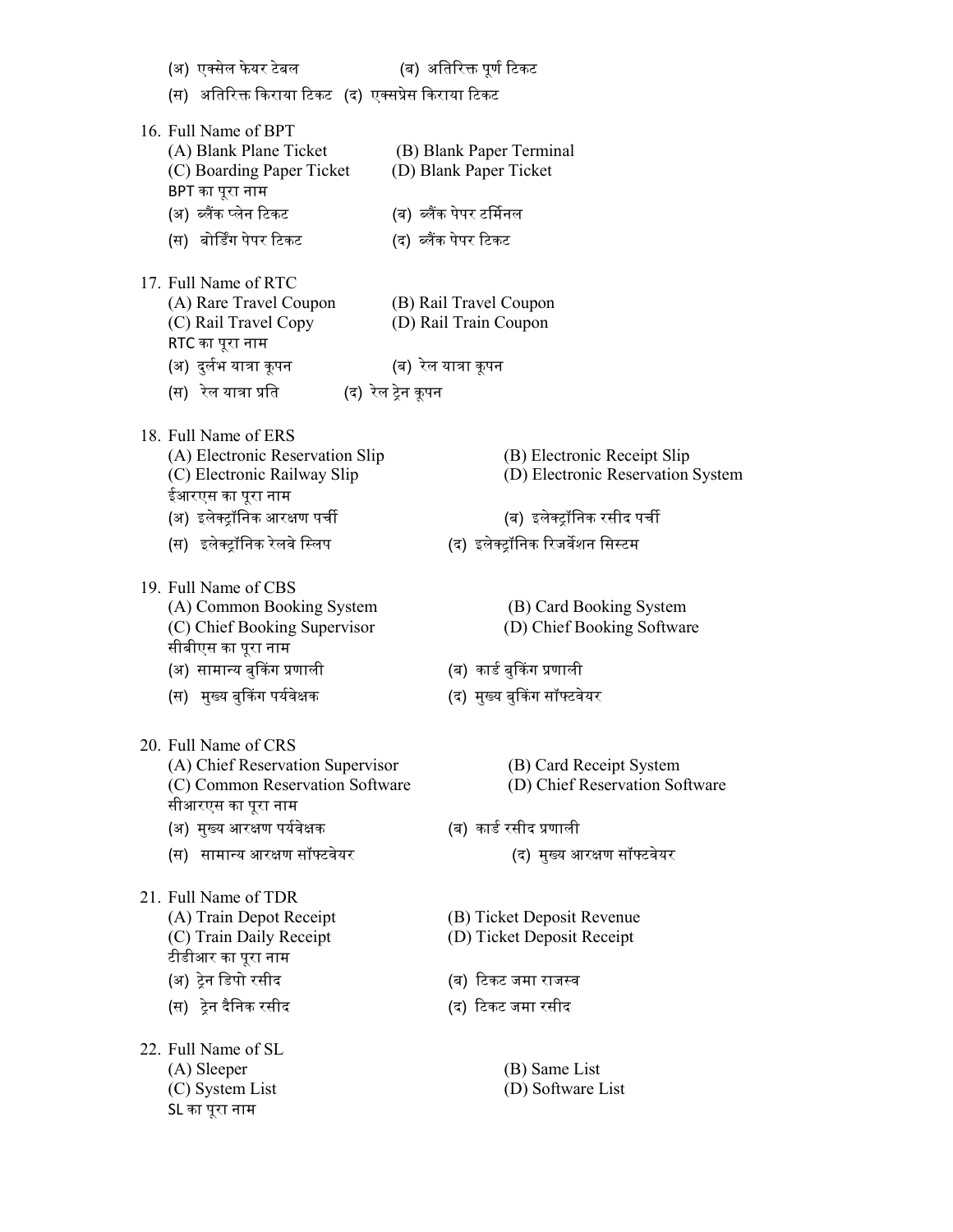(अ) एक्सेल फेयर टेबल (ब) अतिरिक्त पूर्ण टिकट

(स) अतिरिक्त किराया टिकट (द) एक्सप्रेस किराया टिकट

16. Full Name of BPT

(A) Blank Plane Ticket (B) Blank Paper Terminal
(C) Boarding Paper Ticket (D) Blank Paper Ticket

BPT का पूरा नाम

(अ) ब्लैंक प्लेन टिकट (ब) ब्लैंक पेपर टर्मिनल
(स) बोर्डिंग पेपर टिकट (द) ब्लैंक पेपर टिकट

17. Full Name of RTC

(A) Rare Travel Coupon (B) Rail Travel Coupon
(C) Rail Travel Copy (D) Rail Train Coupon

RTC का पूरा नाम

(अ) दुर्लभ यात्रा कूपन (ब) रेल यात्रा कूपन
(स) रेल यात्रा प्रति (द) रेल ट्रेन कूपन

18. Full Name of ERS

(A) Electronic Reservation Slip (B) Electronic Receipt Slip
(C) Electronic Railway Slip (D) Electronic Reservation System

ईआरएस का पूरा नाम

(अ) इलेक्ट्रॉनिक आरक्षण पर्ची (ब) इलेक्ट्रॉनिक रसीद पर्ची
(स) इलेक्ट्रॉनिक रेलवे स्लिप (द) इलेक्ट्रॉनिक रिजर्वेशन सिस्टम

19. Full Name of CBS

(A) Common Booking System (B) Card Booking System
(C) Chief Booking Supervisor (D) Chief Booking Software

सीबीएस का पूरा नाम

(अ) सामान्य बुकिंग प्रणाली (ब) कार्ड बुकिंग प्रणाली
(स) मुख्य बुकिंग पर्यवेक्षक (द) मुख्य बुकिंग सॉफ्टवेयर

20. Full Name of CRS

(A) Chief Reservation Supervisor (B) Card Receipt System
(C) Common Reservation Software (D) Chief Reservation Software

सीआरएस का पूरा नाम

(अ) मुख्य आरक्षण पर्यवेक्षक (ब) कार्ड रसीद प्रणाली
(स) सामान्य आरक्षण सॉफ्टवेयर (द) मुख्य आरक्षण सॉफ्टवेयर

21. Full Name of TDR

(A) Train Depot Receipt (B) Ticket Deposit Revenue
(C) Train Daily Receipt (D) Ticket Deposit Receipt

टीडीआर का पूरा नाम

(अ) ट्रेन डिपो रसीद (ब) टिकट जमा राजस्व
(स) ट्रेन दैनिक रसीद (द) टिकट जमा रसीद

22. Full Name of SL

(A) Sleeper (B) Same List
(C) System List (D) Software List

SL का पूरा नाम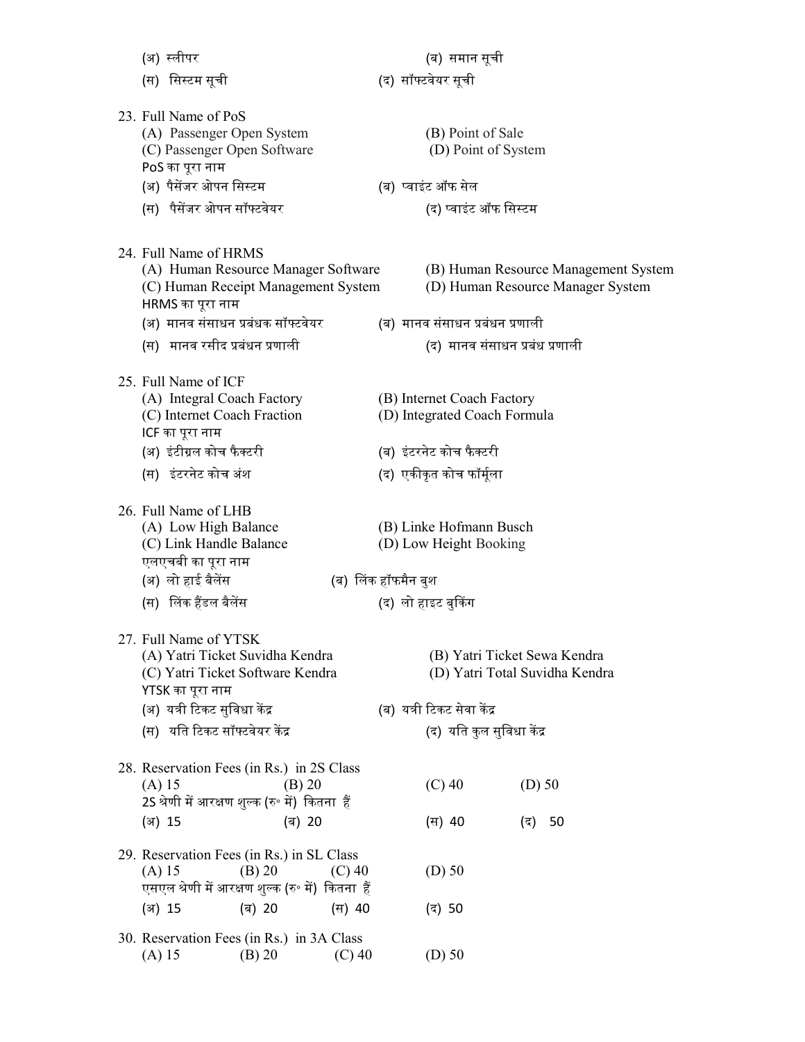(अ) स्लीपर (ब) समान सूची

(स) सिस्टम सूची (द) सॉफ्टवेयर सूची

23. Full Name of PoS
    (A) Passenger Open System (B) Point of Sale
    (C) Passenger Open Software (D) Point of System
    PoS का पूरा नाम
    (अ) पैसेंजर ओपन सिस्टम (ब) प्वाइंट ऑफ सेल
    (स) पैसेंजर ओपन सॉफ्टवेयर (द) प्वाइंट ऑफ सिस्टम

24. Full Name of HRMS
    (A) Human Resource Manager Software (B) Human Resource Management System
    (C) Human Receipt Management System (D) Human Resource Manager System
    HRMS का पूरा नाम
    (अ) मानव संसाधन प्रबंधक सॉफ्टवेयर (ब) मानव संसाधन प्रबंधन प्रणाली
    (स) मानव रसीद प्रबंधन प्रणाली (द) मानव संसाधन प्रबंध प्रणाली

25. Full Name of ICF
    (A) Integral Coach Factory (B) Internet Coach Factory
    (C) Internet Coach Fraction (D) Integrated Coach Formula
    ICF का पूरा नाम
    (अ) इंटीग्रल कोच फैक्टरी (ब) इंटरनेट कोच फैक्टरी
    (स) इंटरनेट कोच अंश (द) एकीकृत कोच फॉर्मूला

26. Full Name of LHB
    (A) Low High Balance (B) Linke Hofmann Busch
    (C) Link Handle Balance (D) Low Height Booking
    एलएचबी का पूरा नाम
    (अ) लो हाई बैलेंस (ब) लिंक हॉफमैन बुश
    (स) लिंक हैंडल बैलेंस (द) लो हाइट बुकिंग

27. Full Name of YTSK
    (A) Yatri Ticket Suvidha Kendra (B) Yatri Ticket Sewa Kendra
    (C) Yatri Ticket Software Kendra (D) Yatri Total Suvidha Kendra
    YTSK का पूरा नाम
    (अ) यत्री टिकट सुविधा केंद्र (ब) यत्री टिकट सेवा केंद्र
    (स) यति टिकट सॉफ्टवेयर केंद्र (द) यति कुल सुविधा केंद्र

28. Reservation Fees (in Rs.) in 2S Class
    (A) 15 (B) 20 (C) 40 (D) 50
    2S श्रेणी में आरक्षण शुल्क (रु॰ में) कितना हैं
    (अ) 15 (ब) 20 (स) 40 (द) 50

29. Reservation Fees (in Rs.) in SL Class
    (A) 15 (B) 20 (C) 40 (D) 50
    एसएल श्रेणी में आरक्षण शुल्क (रु॰ में) कितना हैं
    (अ) 15 (ब) 20 (स) 40 (द) 50

30. Reservation Fees (in Rs.) in 3A Class
    (A) 15 (B) 20 (C) 40 (D) 50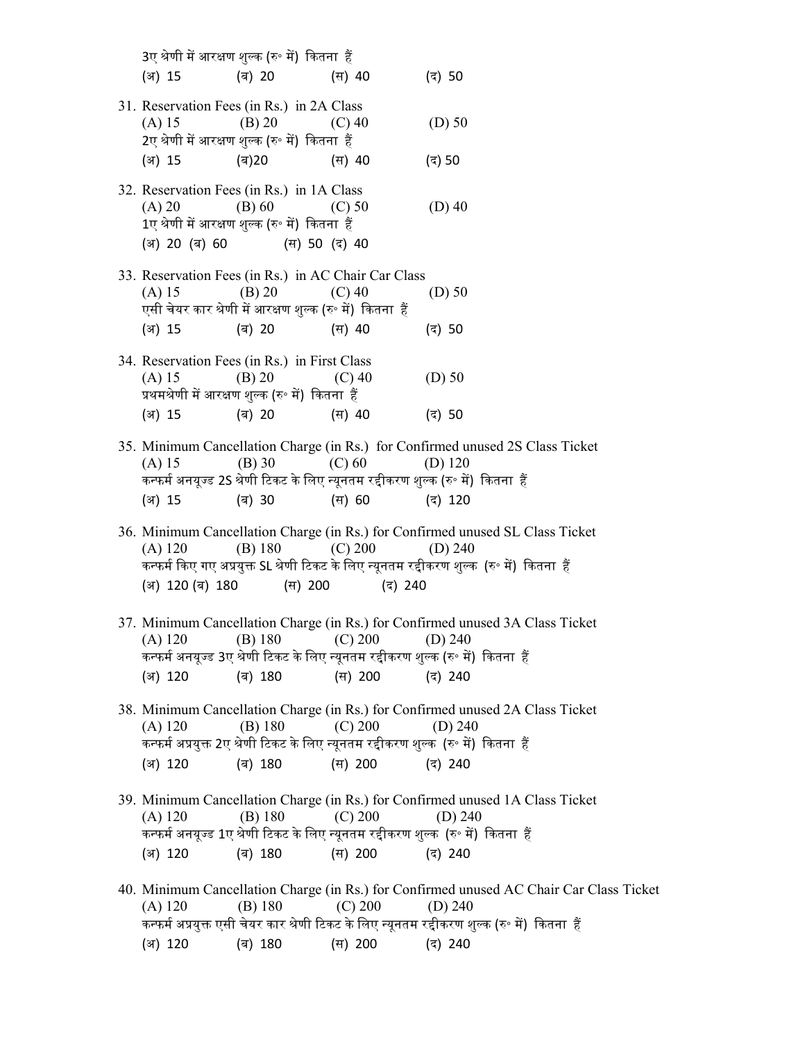3ए श्रेणी में आरक्षण शुल्क (रु० में) कितना हैं
(अ) 15 (ब) 20 (स) 40 (द) 50

31. Reservation Fees (in Rs.) in 2A Class
(A) 15 (B) 20 (C) 40 (D) 50
2ए श्रेणी में आरक्षण शुल्क (रु० में) कितना हैं
(अ) 15 (ब)20 (स) 40 (द) 50

32. Reservation Fees (in Rs.) in 1A Class
(A) 20 (B) 60 (C) 50 (D) 40
1ए श्रेणी में आरक्षण शुल्क (रु० में) कितना हैं
(अ) 20 (ब) 60 (स) 50 (द) 40

33. Reservation Fees (in Rs.) in AC Chair Car Class
(A) 15 (B) 20 (C) 40 (D) 50
एसी चेयर कार श्रेणी में आरक्षण शुल्क (रु० में) कितना हैं
(अ) 15 (ब) 20 (स) 40 (द) 50

34. Reservation Fees (in Rs.) in First Class
(A) 15 (B) 20 (C) 40 (D) 50
प्रथमश्रेणी में आरक्षण शुल्क (रु० में) कितना हैं
(अ) 15 (ब) 20 (स) 40 (द) 50

35. Minimum Cancellation Charge (in Rs.) for Confirmed unused 2S Class Ticket
(A) 15 (B) 30 (C) 60 (D) 120
कन्फर्म अनयूज्ड 2S श्रेणी टिकट के लिए न्यूनतम रद्दीकरण शुल्क (रु० में) कितना हैं
(अ) 15 (ब) 30 (स) 60 (द) 120

36. Minimum Cancellation Charge (in Rs.) for Confirmed unused SL Class Ticket
(A) 120 (B) 180 (C) 200 (D) 240
कन्फर्म किए गए अप्रयुक्त SL श्रेणी टिकट के लिए न्यूनतम रद्दीकरण शुल्क (रु० में) कितना हैं
(अ) 120 (ब) 180 (स) 200 (द) 240

37. Minimum Cancellation Charge (in Rs.) for Confirmed unused 3A Class Ticket
(A) 120 (B) 180 (C) 200 (D) 240
कन्फर्म अनयूज्ड 3ए श्रेणी टिकट के लिए न्यूनतम रद्दीकरण शुल्क (रु० में) कितना हैं
(अ) 120 (ब) 180 (स) 200 (द) 240

38. Minimum Cancellation Charge (in Rs.) for Confirmed unused 2A Class Ticket
(A) 120 (B) 180 (C) 200 (D) 240
कन्फर्म अप्रयुक्त 2ए श्रेणी टिकट के लिए न्यूनतम रद्दीकरण शुल्क (रु० में) कितना हैं
(अ) 120 (ब) 180 (स) 200 (द) 240

39. Minimum Cancellation Charge (in Rs.) for Confirmed unused 1A Class Ticket
(A) 120 (B) 180 (C) 200 (D) 240
कन्फर्म अनयूज्ड 1ए श्रेणी टिकट के लिए न्यूनतम रद्दीकरण शुल्क (रु० में) कितना हैं
(अ) 120 (ब) 180 (स) 200 (द) 240

40. Minimum Cancellation Charge (in Rs.) for Confirmed unused AC Chair Car Class Ticket
(A) 120 (B) 180 (C) 200 (D) 240
कन्फर्म अप्रयुक्त एसी चेयर कार श्रेणी टिकट के लिए न्यूनतम रद्दीकरण शुल्क (रु० में) कितना हैं
(अ) 120 (ब) 180 (स) 200 (द) 240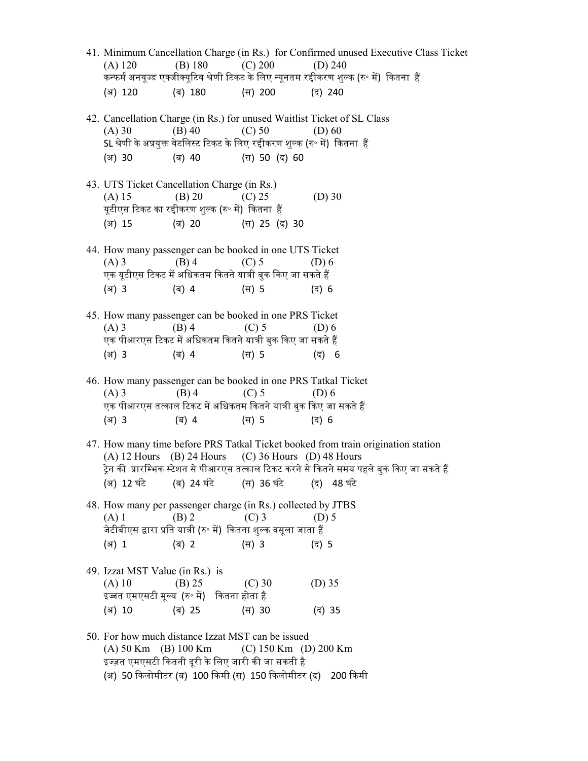41. Minimum Cancellation Charge (in Rs.) for Confirmed unused Executive Class Ticket
   (A) 120 (B) 180 (C) 200 (D) 240
   कन्फर्म अनयूज्ड एक्जीक्यूटिव श्रेणी टिकट के लिए न्यूनतम रद्दीकरण शुल्क (रु॰ में) कितना हैं
   (अ) 120 (ब) 180 (स) 200 (द) 240

42. Cancellation Charge (in Rs.) for unused Waitlist Ticket of SL Class
   (A) 30 (B) 40 (C) 50 (D) 60
   SL श्रेणी के अप्रयुक्त वेटलिस्ट टिकट के लिए रद्दीकरण शुल्क (रु॰ में) कितना हैं
   (अ) 30 (ब) 40 (स) 50 (द) 60

43. UTS Ticket Cancellation Charge (in Rs.)
   (A) 15 (B) 20 (C) 25 (D) 30
   यूटीएस टिकट का रद्दीकरण शुल्क (रु॰ में) कितना हैं
   (अ) 15 (ब) 20 (स) 25 (द) 30

44. How many passenger can be booked in one UTS Ticket
   (A) 3 (B) 4 (C) 5 (D) 6
   एक यूटीएस टिकट में अधिकतम कितने यात्री बुक किए जा सकते हैं
   (अ) 3 (ब) 4 (स) 5 (द) 6

45. How many passenger can be booked in one PRS Ticket
   (A) 3 (B) 4 (C) 5 (D) 6
   एक पीआरएस टिकट में अधिकतम कितने यात्री बुक किए जा सकते हैं
   (अ) 3 (ब) 4 (स) 5 (द) 6

46. How many passenger can be booked in one PRS Tatkal Ticket
   (A) 3 (B) 4 (C) 5 (D) 6
   एक पीआरएस तत्काल टिकट में अधिकतम कितने यात्री बुक किए जा सकते हैं
   (अ) 3 (ब) 4 (स) 5 (द) 6

47. How many time before PRS Tatkal Ticket booked from train origination station
   (A) 12 Hours (B) 24 Hours (C) 36 Hours (D) 48 Hours
   ट्रेन की प्रारम्भिक स्टेशन से पीआरएस तत्काल टिकट करने से कितने समय पहले बुक किए जा सकते हैं
   (अ) 12 घंटे (ब) 24 घंटे (स) 36 घंटे (द) 48 घंटे

48. How many per passenger charge (in Rs.) collected by JTBS
   (A) 1 (B) 2 (C) 3 (D) 5
   जेटीबीएस द्वारा प्रति यात्री (रु॰ में) कितना शुल्क वसूला जाता हैं
   (अ) 1 (ब) 2 (स) 3 (द) 5

49. Izzat MST Value (in Rs.) is
   (A) 10 (B) 25 (C) 30 (D) 35
   इज्जत एमएसटी मूल्य (रु॰ में) कितना होता है
   (अ) 10 (ब) 25 (स) 30 (द) 35

50. For how much distance Izzat MST can be issued
   (A) 50 Km (B) 100 Km (C) 150 Km (D) 200 Km
   इज़्ज़त एमएसटी कितनी दूरी के लिए जारी की जा सकती है
   (अ) 50 किलोमीटर (ब) 100 किमी (स) 150 किलोमीटर (द) 200 किमी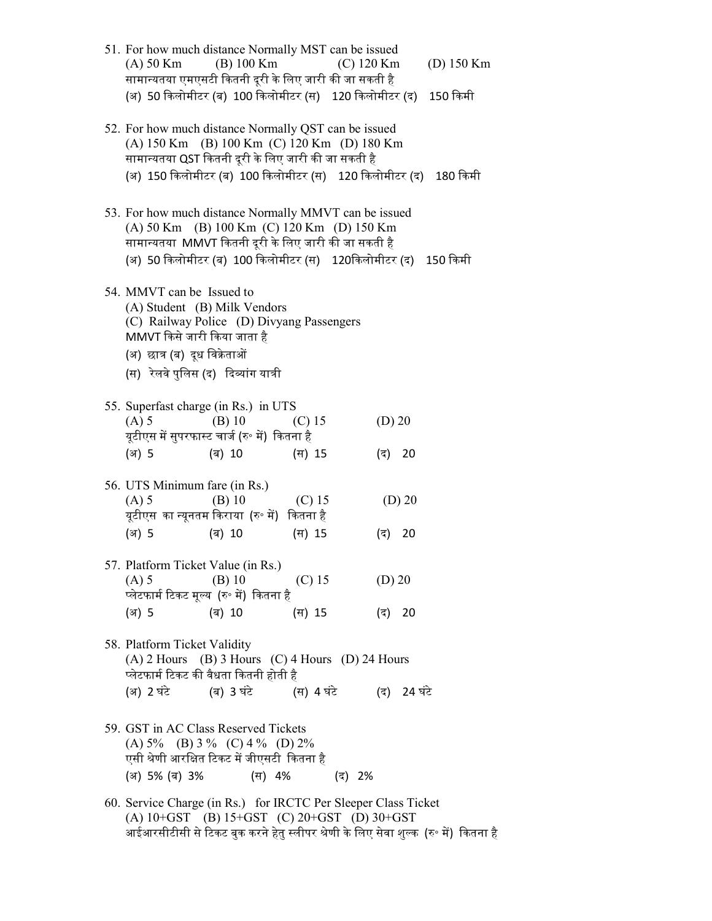51. For how much distance Normally MST can be issued
    (A) 50 Km (B) 100 Km (C) 120 Km (D) 150 Km
    सामान्यतया एमएसटी कितनी दूरी के लिए जारी की जा सकती है
    (अ) 50 किलोमीटर (ब) 100 किलोमीटर (स) 120 किलोमीटर (द) 150 किमी

52. For how much distance Normally QST can be issued
    (A) 150 Km (B) 100 Km (C) 120 Km (D) 180 Km
    सामान्यतया QST कितनी दूरी के लिए जारी की जा सकती है
    (अ) 150 किलोमीटर (ब) 100 किलोमीटर (स) 120 किलोमीटर (द) 180 किमी

53. For how much distance Normally MMVT can be issued
    (A) 50 Km (B) 100 Km (C) 120 Km (D) 150 Km
    सामान्यतया MMVT कितनी दूरी के लिए जारी की जा सकती है
    (अ) 50 किलोमीटर (ब) 100 किलोमीटर (स) 120किलोमीटर (द) 150 किमी

54. MMVT can be Issued to
    (A) Student (B) Milk Vendors
    (C) Railway Police (D) Divyang Passengers
    MMVT किसे जारी किया जाता है
    (अ) छात्र (ब) दूध विक्रेताओं
    (स) रेलवे पुलिस (द) दिव्यांग यात्री

55. Superfast charge (in Rs.) in UTS
    (A) 5 (B) 10 (C) 15 (D) 20
    यूटीएस में सुपरफास्ट चार्ज (रु॰ में) कितना है
    (अ) 5 (ब) 10 (स) 15 (द) 20

56. UTS Minimum fare (in Rs.)
    (A) 5 (B) 10 (C) 15 (D) 20
    यूटीएस का न्यूनतम किराया (रु॰ में) कितना है
    (अ) 5 (ब) 10 (स) 15 (द) 20

57. Platform Ticket Value (in Rs.)
    (A) 5 (B) 10 (C) 15 (D) 20
    प्लेटफार्म टिकट मूल्य (रु॰ में) कितना है
    (अ) 5 (ब) 10 (स) 15 (द) 20

58. Platform Ticket Validity
    (A) 2 Hours (B) 3 Hours (C) 4 Hours (D) 24 Hours
    प्लेटफार्म टिकट की वैधता कितनी होती है
    (अ) 2 घंटे (ब) 3 घंटे (स) 4 घंटे (द) 24 घंटे

59. GST in AC Class Reserved Tickets
    (A) 5% (B) 3 % (C) 4 % (D) 2%
    एसी श्रेणी आरक्षित टिकट में जीएसटी कितना है
    (अ) 5% (ब) 3% (स) 4% (द) 2%

60. Service Charge (in Rs.) for IRCTC Per Sleeper Class Ticket
    (A) 10+GST (B) 15+GST (C) 20+GST (D) 30+GST
    आईआरसीटीसी से टिकट बुक करने हेतु स्लीपर श्रेणी के लिए सेवा शुल्क (रु॰ में) कितना है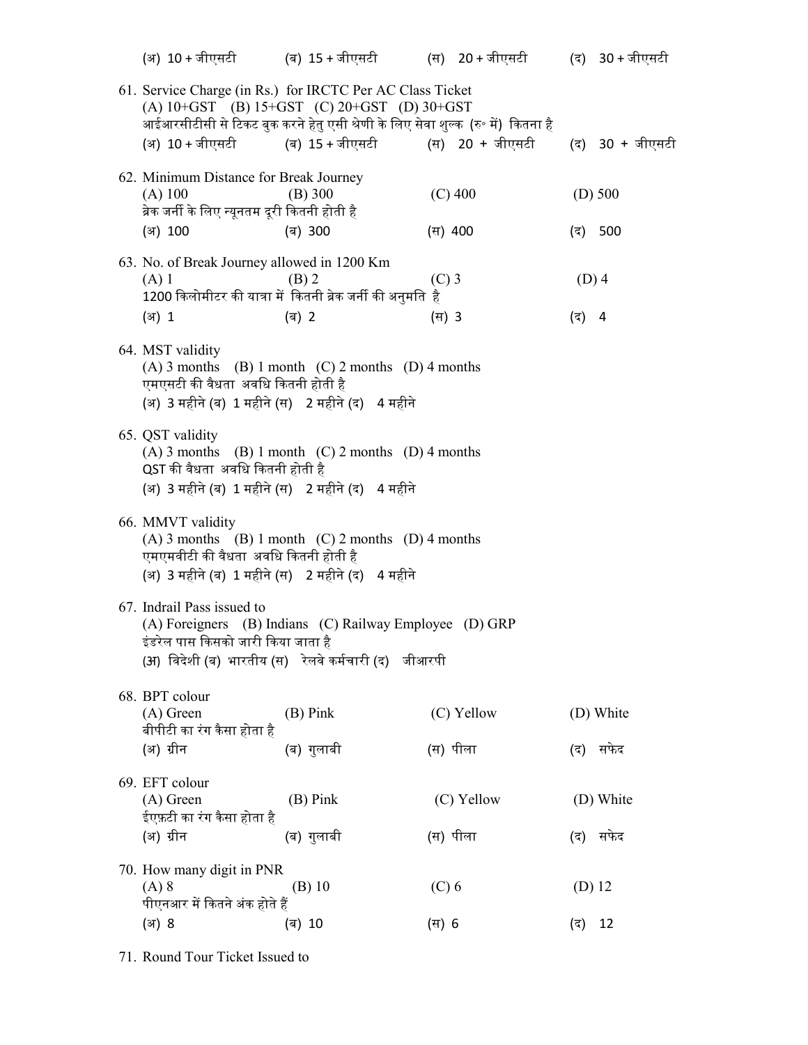(अ) 10 + जीएसटी (ब) 15 + जीएसटी (स) 20 + जीएसटी (द) 30 + जीएसटी

61. Service Charge (in Rs.) for IRCTC Per AC Class Ticket
    (A) 10+GST (B) 15+GST (C) 20+GST (D) 30+GST
    आईआरसीटीसी से टिकट बुक करने हेतु एसी श्रेणी के लिए सेवा शुल्क (रु॰ में) कितना है
    (अ) 10 + जीएसटी (ब) 15 + जीएसटी (स) 20 + जीएसटी (द) 30 + जीएसटी

62. Minimum Distance for Break Journey
    (A) 100 (B) 300 (C) 400 (D) 500
    ब्रेक जर्नी के लिए न्यूनतम दूरी कितनी होती है
    (अ) 100 (ब) 300 (स) 400 (द) 500

63. No. of Break Journey allowed in 1200 Km
    (A) 1 (B) 2 (C) 3 (D) 4
    1200 किलोमीटर की यात्रा में कितनी ब्रेक जर्नी की अनुमति है
    (अ) 1 (ब) 2 (स) 3 (द) 4

64. MST validity
    (A) 3 months (B) 1 month (C) 2 months (D) 4 months
    एमएसटी की वैधता अवधि कितनी होती है
    (अ) 3 महीने (ब) 1 महीने (स) 2 महीने (द) 4 महीने

65. QST validity
    (A) 3 months (B) 1 month (C) 2 months (D) 4 months
    QST की वैधता अवधि कितनी होती है
    (अ) 3 महीने (ब) 1 महीने (स) 2 महीने (द) 4 महीने

66. MMVT validity
    (A) 3 months (B) 1 month (C) 2 months (D) 4 months
    एमएमवीटी की वैधता अवधि कितनी होती है
    (अ) 3 महीने (ब) 1 महीने (स) 2 महीने (द) 4 महीने

67. Indrail Pass issued to
    (A) Foreigners (B) Indians (C) Railway Employee (D) GRP
    इंडरेल पास किसको जारी किया जाता है
    (अ) विदेशी (ब) भारतीय (स) रेलवे कर्मचारी (द) जीआरपी

68. BPT colour
    (A) Green (B) Pink (C) Yellow (D) White
    बीपीटी का रंग कैसा होता है
    (अ) ग्रीन (ब) गुलाबी (स) पीला (द) सफेद

69. EFT colour
    (A) Green (B) Pink (C) Yellow (D) White
    ईएफ़टी का रंग कैसा होता है
    (अ) ग्रीन (ब) गुलाबी (स) पीला (द) सफेद

70. How many digit in PNR
    (A) 8 (B) 10 (C) 6 (D) 12
    पीएनआर में कितने अंक होते हैं
    (अ) 8 (ब) 10 (स) 6 (द) 12

71. Round Tour Ticket Issued to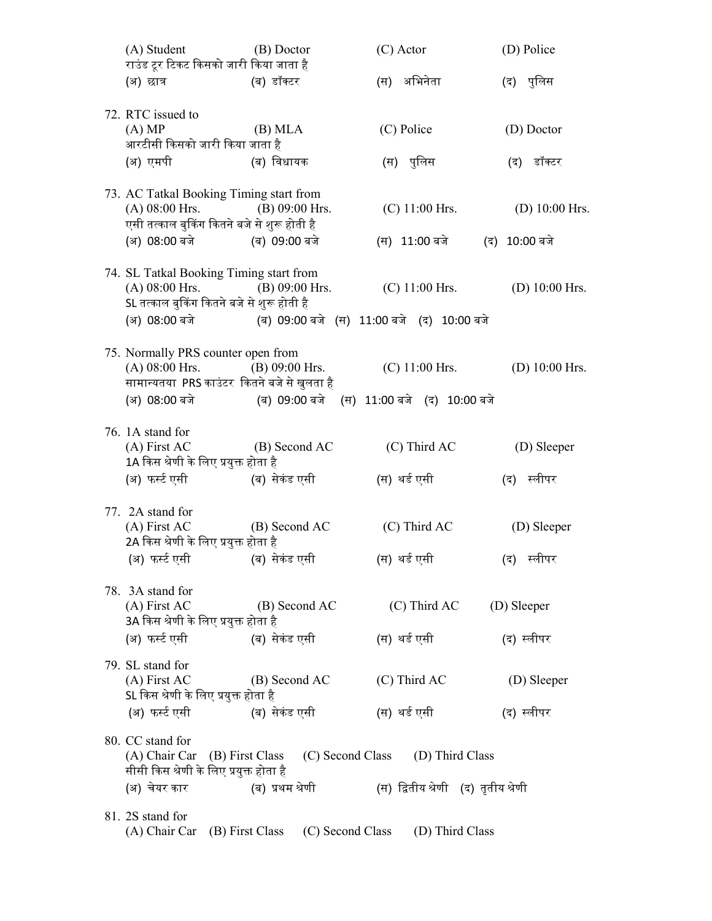(A) Student (B) Doctor (C) Actor (D) Police
राउंड टूर टिकट किसको जारी किया जाता है
(अ) छात्र (ब) डॉक्टर (स) अभिनेता (द) पुलिस

72. RTC issued to
(A) MP (B) MLA (C) Police (D) Doctor
आरटीसी किसको जारी किया जाता है
(अ) एमपी (ब) विधायक (स) पुलिस (द) डॉक्टर

73. AC Tatkal Booking Timing start from
(A) 08:00 Hrs. (B) 09:00 Hrs. (C) 11:00 Hrs. (D) 10:00 Hrs.
एसी तत्काल बुकिंग कितने बजे से शुरू होती है
(अ) 08:00 बजे (ब) 09:00 बजे (स) 11:00 बजे (द) 10:00 बजे

74. SL Tatkal Booking Timing start from
(A) 08:00 Hrs. (B) 09:00 Hrs. (C) 11:00 Hrs. (D) 10:00 Hrs.
SL तत्काल बुकिंग कितने बजे से शुरू होती है
(अ) 08:00 बजे (ब) 09:00 बजे (स) 11:00 बजे (द) 10:00 बजे

75. Normally PRS counter open from
(A) 08:00 Hrs. (B) 09:00 Hrs. (C) 11:00 Hrs. (D) 10:00 Hrs.
सामान्यतया PRS काउंटर कितने बजे से खुलता है
(अ) 08:00 बजे (ब) 09:00 बजे (स) 11:00 बजे (द) 10:00 बजे

76. 1A stand for
(A) First AC (B) Second AC (C) Third AC (D) Sleeper
1A किस श्रेणी के लिए प्रयुक्त होता है
(अ) फर्स्ट एसी (ब) सेकंड एसी (स) थर्ड एसी (द) स्लीपर

77. 2A stand for
(A) First AC (B) Second AC (C) Third AC (D) Sleeper
2A किस श्रेणी के लिए प्रयुक्त होता है
(अ) फर्स्ट एसी (ब) सेकंड एसी (स) थर्ड एसी (द) स्लीपर

78. 3A stand for
(A) First AC (B) Second AC (C) Third AC (D) Sleeper
3A किस श्रेणी के लिए प्रयुक्त होता है
(अ) फर्स्ट एसी (ब) सेकंड एसी (स) थर्ड एसी (द) स्लीपर

79. SL stand for
(A) First AC (B) Second AC (C) Third AC (D) Sleeper
SL किस श्रेणी के लिए प्रयुक्त होता है
(अ) फर्स्ट एसी (ब) सेकंड एसी (स) थर्ड एसी (द) स्लीपर

80. CC stand for
(A) Chair Car (B) First Class (C) Second Class (D) Third Class
सीसी किस श्रेणी के लिए प्रयुक्त होता है
(अ) चेयर कार (ब) प्रथम श्रेणी (स) द्वितीय श्रेणी (द) तृतीय श्रेणी

81. 2S stand for
(A) Chair Car (B) First Class (C) Second Class (D) Third Class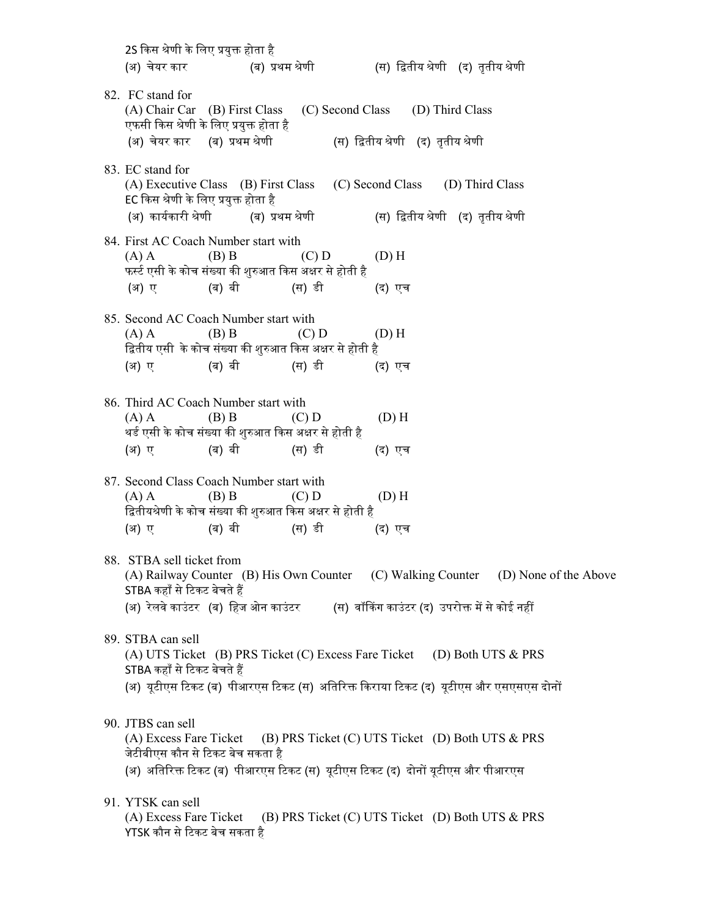2S किस श्रेणी के लिए प्रयुक्त होता है
(अ) चेयर कार (ब) प्रथम श्रेणी (स) द्वितीय श्रेणी (द) तृतीय श्रेणी

82. FC stand for
(A) Chair Car (B) First Class (C) Second Class (D) Third Class
एफसी किस श्रेणी के लिए प्रयुक्त होता है
(अ) चेयर कार (ब) प्रथम श्रेणी (स) द्वितीय श्रेणी (द) तृतीय श्रेणी

83. EC stand for
(A) Executive Class (B) First Class (C) Second Class (D) Third Class
EC किस श्रेणी के लिए प्रयुक्त होता है
(अ) कार्यकारी श्रेणी (ब) प्रथम श्रेणी (स) द्वितीय श्रेणी (द) तृतीय श्रेणी

84. First AC Coach Number start with
(A) A (B) B (C) D (D) H
फर्स्ट एसी के कोच संख्या की शुरुआत किस अक्षर से होती है
(अ) ए (ब) बी (स) डी (द) एच

85. Second AC Coach Number start with
(A) A (B) B (C) D (D) H
द्वितीय एसी के कोच संख्या की शुरुआत किस अक्षर से होती है
(अ) ए (ब) बी (स) डी (द) एच

86. Third AC Coach Number start with
(A) A (B) B (C) D (D) H
थर्ड एसी के कोच संख्या की शुरुआत किस अक्षर से होती है
(अ) ए (ब) बी (स) डी (द) एच

87. Second Class Coach Number start with
(A) A (B) B (C) D (D) H
द्वितीयश्रेणी के कोच संख्या की शुरुआत किस अक्षर से होती है
(अ) ए (ब) बी (स) डी (द) एच

88. STBA sell ticket from
(A) Railway Counter (B) His Own Counter (C) Walking Counter (D) None of the Above
STBA कहाँ से टिकट बेचते हैं
(अ) रेलवे काउंटर (ब) हिज ओन काउंटर (स) वॉकिंग काउंटर (द) उपरोक्त में से कोई नहीं

89. STBA can sell
(A) UTS Ticket (B) PRS Ticket (C) Excess Fare Ticket (D) Both UTS & PRS
STBA कहाँ से टिकट बेचते हैं
(अ) यूटीएस टिकट (ब) पीआरएस टिकट (स) अतिरिक्त किराया टिकट (द) यूटीएस और एसएसएस दोनों

90. JTBS can sell
(A) Excess Fare Ticket (B) PRS Ticket (C) UTS Ticket (D) Both UTS & PRS
जेटीबीएस कौन से टिकट बेच सकता है
(अ) अतिरिक्त टिकट (ब) पीआरएस टिकट (स) यूटीएस टिकट (द) दोनों यूटीएस और पीआरएस

91. YTSK can sell
(A) Excess Fare Ticket (B) PRS Ticket (C) UTS Ticket (D) Both UTS & PRS
YTSK कौन से टिकट बेच सकता है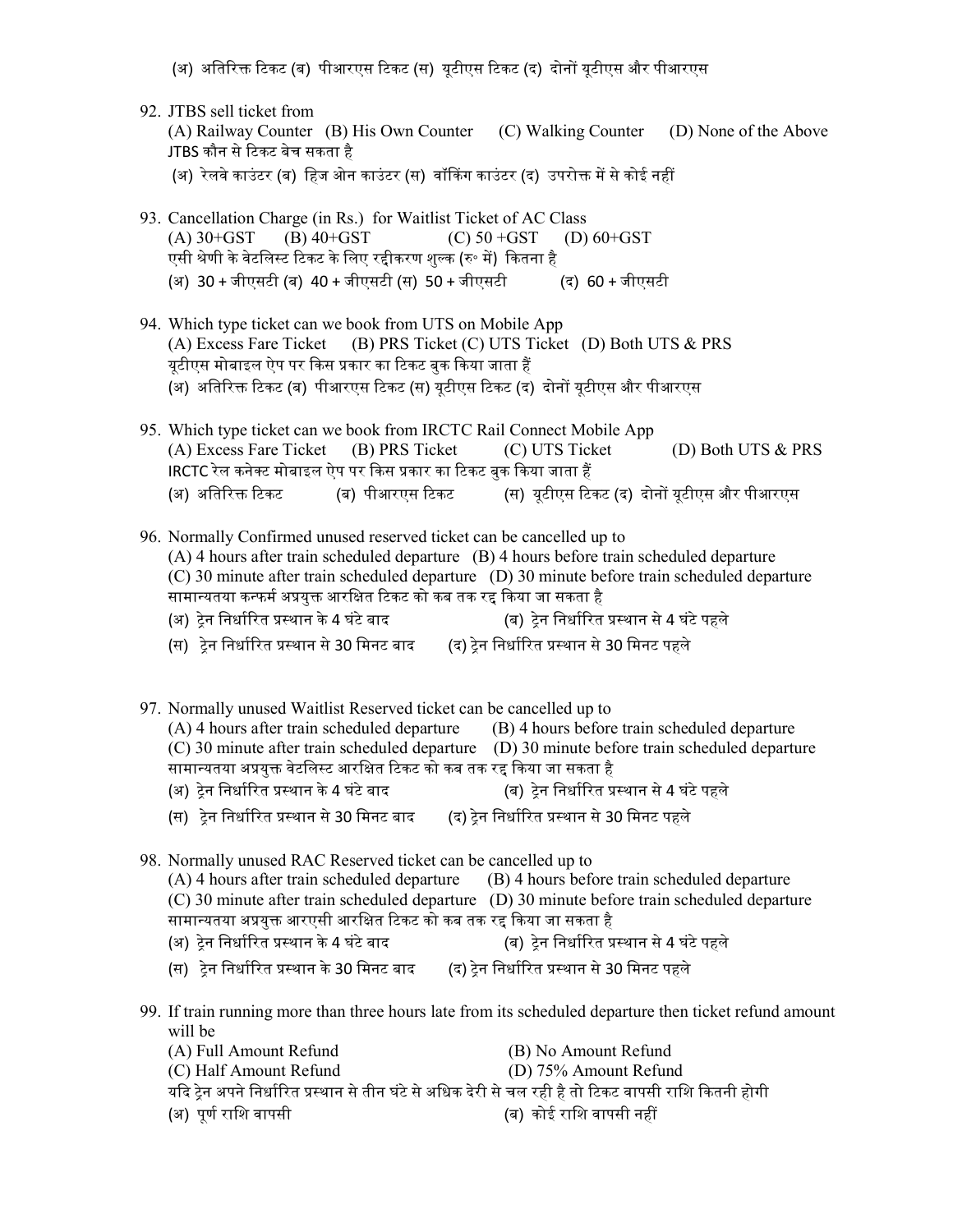(अ) अतिरिक्त टिकट (ब) पीआरएस टिकट (स) यूटीएस टिकट (द) दोनों यूटीएस और पीआरएस

92. JTBS sell ticket from
(A) Railway Counter (B) His Own Counter (C) Walking Counter (D) None of the Above
JTBS कौन से टिकट बेच सकता है
(अ) रेलवे काउंटर (ब) हिज ओन काउंटर (स) वॉकिंग काउंटर (द) उपरोक्त में से कोई नहीं

93. Cancellation Charge (in Rs.) for Waitlist Ticket of AC Class
(A) 30+GST (B) 40+GST (C) 50 +GST (D) 60+GST
एसी श्रेणी के वेटलिस्ट टिकट के लिए रद्दीकरण शुल्क (रु॰ में) कितना है
(अ) 30 + जीएसटी (ब) 40 + जीएसटी (स) 50 + जीएसटी (द) 60 + जीएसटी

94. Which type ticket can we book from UTS on Mobile App
(A) Excess Fare Ticket (B) PRS Ticket (C) UTS Ticket (D) Both UTS & PRS
यूटीएस मोबाइल ऐप पर किस प्रकार का टिकट बुक किया जाता हैं
(अ) अतिरिक्त टिकट (ब) पीआरएस टिकट (स) यूटीएस टिकट (द) दोनों यूटीएस और पीआरएस

95. Which type ticket can we book from IRCTC Rail Connect Mobile App
(A) Excess Fare Ticket (B) PRS Ticket (C) UTS Ticket (D) Both UTS & PRS
IRCTC रेल कनेक्ट मोबाइल ऐप पर किस प्रकार का टिकट बुक किया जाता हैं
(अ) अतिरिक्त टिकट (ब) पीआरएस टिकट (स) यूटीएस टिकट (द) दोनों यूटीएस और पीआरएस

96. Normally Confirmed unused reserved ticket can be cancelled up to
(A) 4 hours after train scheduled departure (B) 4 hours before train scheduled departure
(C) 30 minute after train scheduled departure (D) 30 minute before train scheduled departure
सामान्यतया कन्फर्म अप्रयुक्त आरक्षित टिकट को कब तक रद्द किया जा सकता है
(अ) ट्रेन निर्धारित प्रस्थान के 4 घंटे बाद (ब) ट्रेन निर्धारित प्रस्थान से 4 घंटे पहले
(स) ट्रेन निर्धारित प्रस्थान से 30 मिनट बाद (द) ट्रेन निर्धारित प्रस्थान से 30 मिनट पहले

97. Normally unused Waitlist Reserved ticket can be cancelled up to
(A) 4 hours after train scheduled departure (B) 4 hours before train scheduled departure
(C) 30 minute after train scheduled departure (D) 30 minute before train scheduled departure
सामान्यतया अप्रयुक्त वेटलिस्ट आरक्षित टिकट को कब तक रद्द किया जा सकता है
(अ) ट्रेन निर्धारित प्रस्थान के 4 घंटे बाद (ब) ट्रेन निर्धारित प्रस्थान से 4 घंटे पहले
(स) ट्रेन निर्धारित प्रस्थान से 30 मिनट बाद (द) ट्रेन निर्धारित प्रस्थान से 30 मिनट पहले

98. Normally unused RAC Reserved ticket can be cancelled up to
(A) 4 hours after train scheduled departure (B) 4 hours before train scheduled departure
(C) 30 minute after train scheduled departure (D) 30 minute before train scheduled departure
सामान्यतया अप्रयुक्त आरएसी आरक्षित टिकट को कब तक रद्द किया जा सकता है
(अ) ट्रेन निर्धारित प्रस्थान के 4 घंटे बाद (ब) ट्रेन निर्धारित प्रस्थान से 4 घंटे पहले
(स) ट्रेन निर्धारित प्रस्थान के 30 मिनट बाद (द) ट्रेन निर्धारित प्रस्थान से 30 मिनट पहले

99. If train running more than three hours late from its scheduled departure then ticket refund amount will be
(A) Full Amount Refund (B) No Amount Refund
(C) Half Amount Refund (D) 75% Amount Refund
यदि ट्रेन अपने निर्धारित प्रस्थान से तीन घंटे से अधिक देरी से चल रही है तो टिकट वापसी राशि कितनी होगी
(अ) पूर्ण राशि वापसी (ब) कोई राशि वापसी नहीं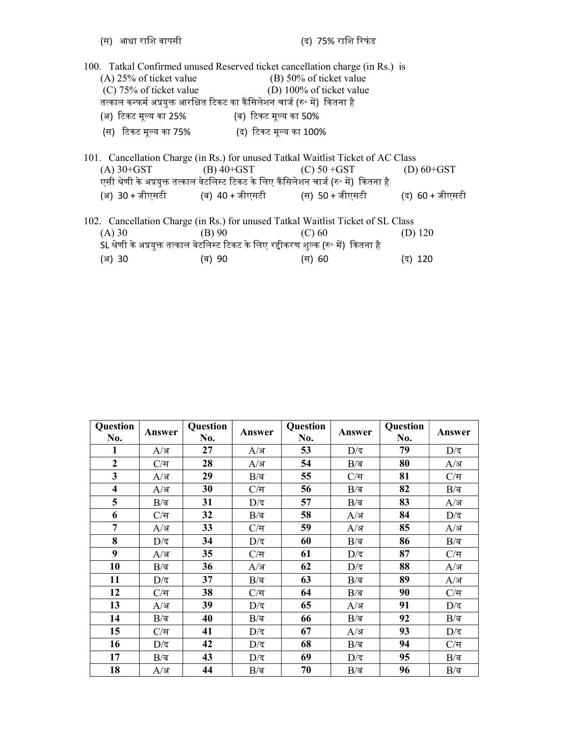(स) आधा राशि वापसी (द) 75% राशि रिफंड

100. Tatkal Confirmed unused Reserved ticket cancellation charge (in Rs.) is

(A) 25% of ticket value (B) 50% of ticket value

(C) 75% of ticket value (D) 100% of ticket value

तत्काल कन्फर्म अप्रयुक्त आरक्षित टिकट का कैंसिलेशन चार्ज (रु॰ में) कितना है

(अ) टिकट मूल्य का 25% (ब) टिकट मूल्य का 50%

(स) टिकट मूल्य का 75% (द) टिकट मूल्य का 100%

101. Cancellation Charge (in Rs.) for unused Tatkal Waitlist Ticket of AC Class

(A) 30+GST (B) 40+GST (C) 50 +GST (D) 60+GST

एसी श्रेणी के अप्रयुक्त तत्काल वेटलिस्ट टिकट के लिए कैंसिलेशन चार्ज (रु॰ में) कितना है

(अ) 30 + जीएसटी (ब) 40 + जीएसटी (स) 50 + जीएसटी (द) 60 + जीएसटी

102. Cancellation Charge (in Rs.) for unused Tatkal Waitlist Ticket of SL Class

(A) 30 (B) 90 (C) 60 (D) 120

SL श्रेणी के अप्रयुक्त तत्काल वेटलिस्ट टिकट के लिए रद्दीकरण शुल्क (रु॰ में) कितना है

(अ) 30 (ब) 90 (स) 60 (द) 120

| Question No. | Answer | Question No. | Answer | Question No. | Answer | Question No. | Answer |
|---|---|---|---|---|---|---|---|
| 1 | A/अ | 27 | A/अ | 53 | D/द | 79 | D/द |
| 2 | C/स | 28 | A/अ | 54 | B/ब | 80 | A/अ |
| 3 | A/अ | 29 | B/ब | 55 | C/स | 81 | C/स |
| 4 | A/अ | 30 | C/स | 56 | B/ब | 82 | B/ब |
| 5 | B/ब | 31 | D/द | 57 | B/ब | 83 | A/अ |
| 6 | C/स | 32 | B/ब | 58 | A/अ | 84 | D/द |
| 7 | A/अ | 33 | C/स | 59 | A/अ | 85 | A/अ |
| 8 | D/द | 34 | D/द | 60 | B/ब | 86 | B/ब |
| 9 | A/अ | 35 | C/स | 61 | D/द | 87 | C/स |
| 10 | B/ब | 36 | A/अ | 62 | D/द | 88 | A/अ |
| 11 | D/द | 37 | B/ब | 63 | B/ब | 89 | A/अ |
| 12 | C/स | 38 | C/स | 64 | B/ब | 90 | C/स |
| 13 | A/अ | 39 | D/द | 65 | A/अ | 91 | D/द |
| 14 | B/ब | 40 | B/ब | 66 | B/ब | 92 | B/ब |
| 15 | C/स | 41 | D/द | 67 | A/अ | 93 | D/द |
| 16 | D/द | 42 | D/द | 68 | B/ब | 94 | C/स |
| 17 | B/ब | 43 | D/द | 69 | D/द | 95 | B/ब |
| 18 | A/अ | 44 | B/ब | 70 | B/ब | 96 | B/ब |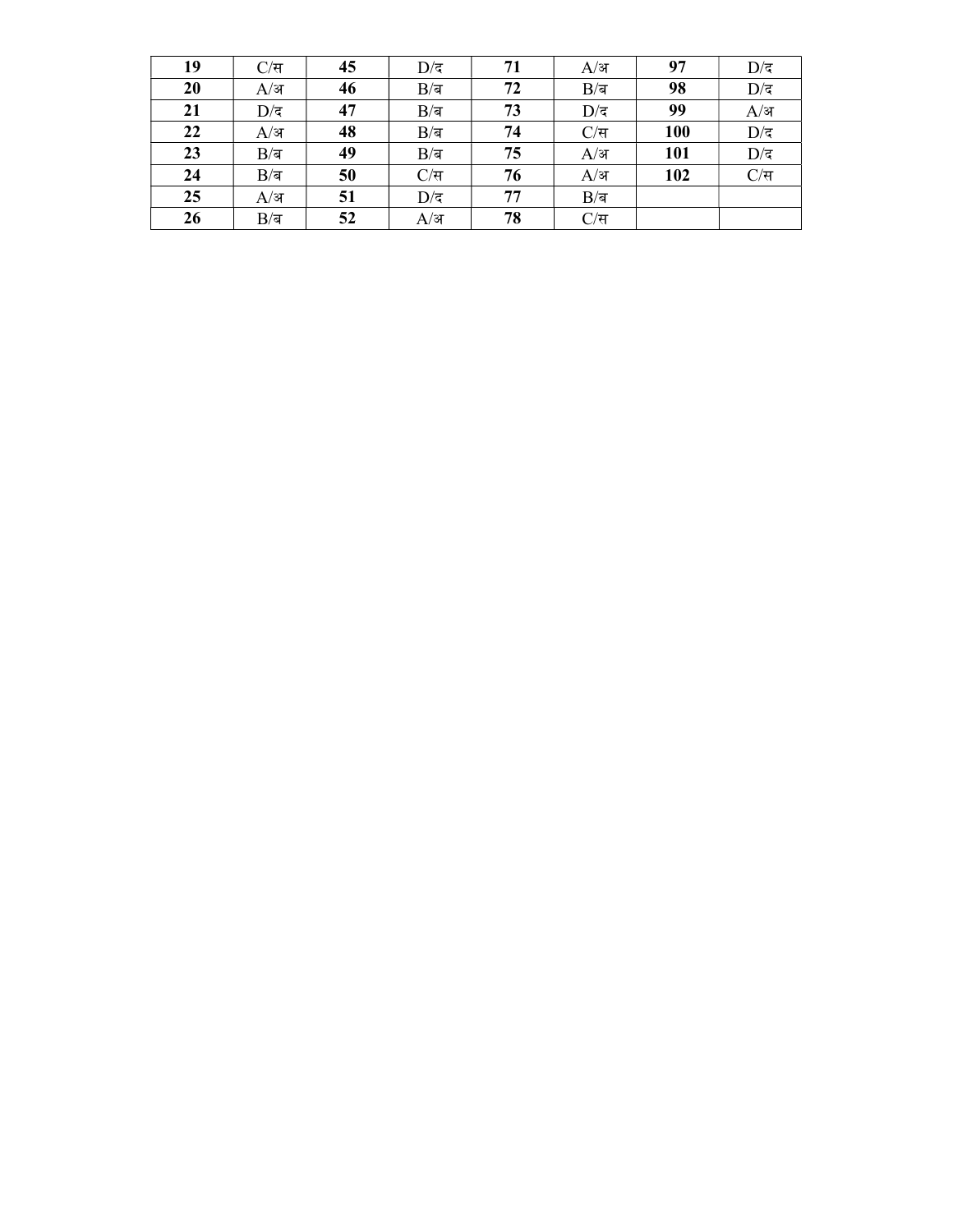| | | | | | | | |
|---|---|---|---|---|---|---|---|
| **19** | C/स | **45** | D/द | **71** | A/अ | **97** | D/द |
| **20** | A/अ | **46** | B/ब | **72** | B/ब | **98** | D/द |
| **21** | D/द | **47** | B/ब | **73** | D/द | **99** | A/अ |
| **22** | A/अ | **48** | B/ब | **74** | C/स | **100** | D/द |
| **23** | B/ब | **49** | B/ब | **75** | A/अ | **101** | D/द |
| **24** | B/ब | **50** | C/स | **76** | A/अ | **102** | C/स |
| **25** | A/अ | **51** | D/द | **77** | B/ब | | |
| **26** | B/ब | **52** | A/अ | **78** | C/स | | |